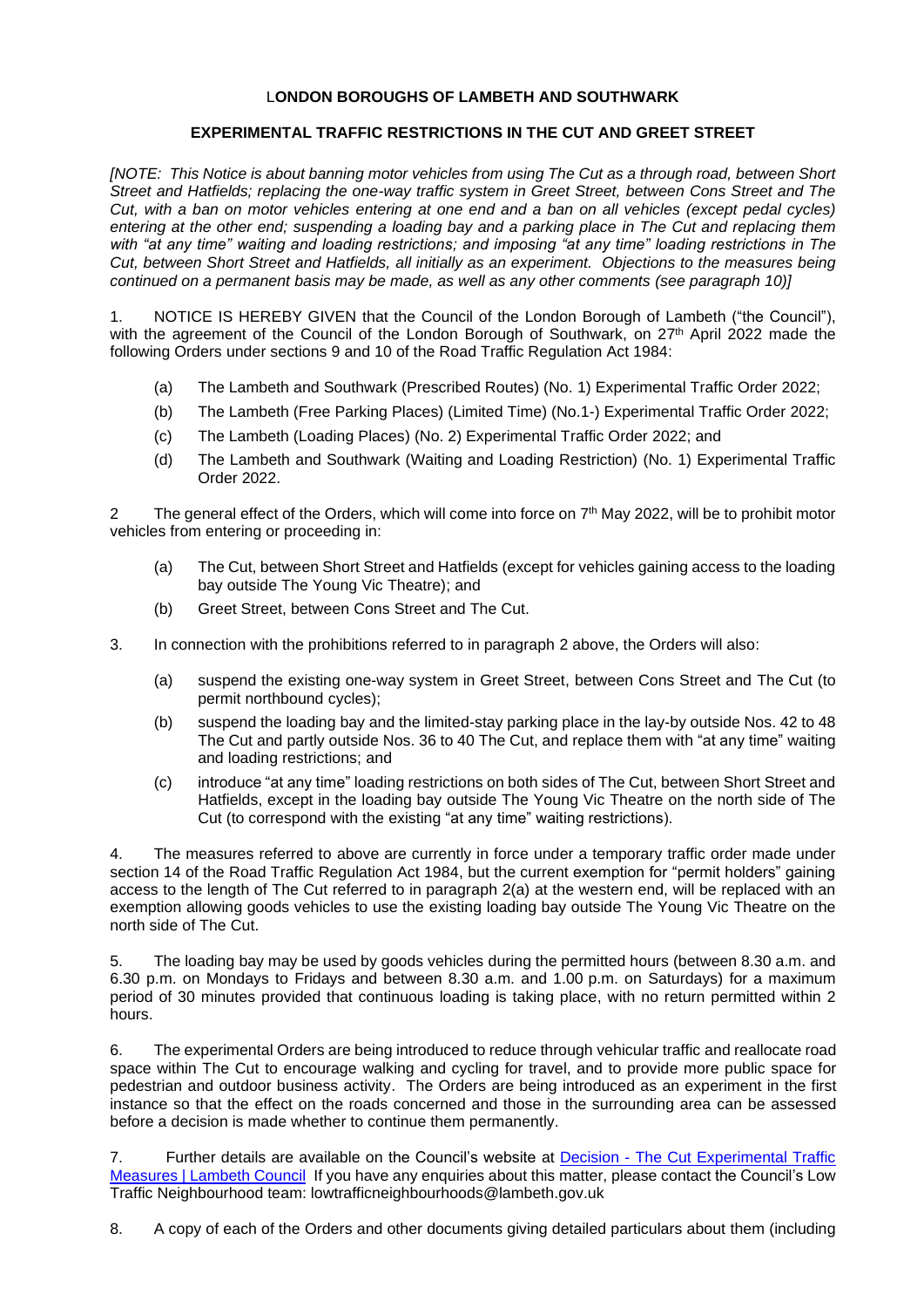**LONDON BOROUGHS OF LAMBETH AND SOUTHWARK**

**EXPERIMENTAL TRAFFIC RESTRICTIONS IN THE CUT AND GREET STREET**

*[NOTE: This Notice is about banning motor vehicles from using The Cut as a through road, between Short Street and Hatfields; replacing the one-way traffic system in Greet Street, between Cons Street and The Cut, with a ban on motor vehicles entering at one end and a ban on all vehicles (except pedal cycles) entering at the other end; suspending a loading bay and a parking place in The Cut and replacing them with "at any time" waiting and loading restrictions; and imposing "at any time" loading restrictions in The Cut, between Short Street and Hatfields, all initially as an experiment. Objections to the measures being continued on a permanent basis may be made, as well as any other comments (see paragraph 10)]*

1. NOTICE IS HEREBY GIVEN that the Council of the London Borough of Lambeth ("the Council"), with the agreement of the Council of the London Borough of Southwark, on 27th April 2022 made the following Orders under sections 9 and 10 of the Road Traffic Regulation Act 1984:

   (a) The Lambeth and Southwark (Prescribed Routes) (No. 1) Experimental Traffic Order 2022;

   (b) The Lambeth (Free Parking Places) (Limited Time) (No.1-) Experimental Traffic Order 2022;

   (c) The Lambeth (Loading Places) (No. 2) Experimental Traffic Order 2022; and

   (d) The Lambeth and Southwark (Waiting and Loading Restriction) (No. 1) Experimental Traffic Order 2022.

2 The general effect of the Orders, which will come into force on 7th May 2022, will be to prohibit motor vehicles from entering or proceeding in:

   (a) The Cut, between Short Street and Hatfields (except for vehicles gaining access to the loading bay outside The Young Vic Theatre); and

   (b) Greet Street, between Cons Street and The Cut.

3. In connection with the prohibitions referred to in paragraph 2 above, the Orders will also:

   (a) suspend the existing one-way system in Greet Street, between Cons Street and The Cut (to permit northbound cycles);

   (b) suspend the loading bay and the limited-stay parking place in the lay-by outside Nos. 42 to 48 The Cut and partly outside Nos. 36 to 40 The Cut, and replace them with "at any time" waiting and loading restrictions; and

   (c) introduce "at any time" loading restrictions on both sides of The Cut, between Short Street and Hatfields, except in the loading bay outside The Young Vic Theatre on the north side of The Cut (to correspond with the existing "at any time" waiting restrictions).

4. The measures referred to above are currently in force under a temporary traffic order made under section 14 of the Road Traffic Regulation Act 1984, but the current exemption for "permit holders" gaining access to the length of The Cut referred to in paragraph 2(a) at the western end, will be replaced with an exemption allowing goods vehicles to use the existing loading bay outside The Young Vic Theatre on the north side of The Cut.

5. The loading bay may be used by goods vehicles during the permitted hours (between 8.30 a.m. and 6.30 p.m. on Mondays to Fridays and between 8.30 a.m. and 1.00 p.m. on Saturdays) for a maximum period of 30 minutes provided that continuous loading is taking place, with no return permitted within 2 hours.

6. The experimental Orders are being introduced to reduce through vehicular traffic and reallocate road space within The Cut to encourage walking and cycling for travel, and to provide more public space for pedestrian and outdoor business activity. The Orders are being introduced as an experiment in the first instance so that the effect on the roads concerned and those in the surrounding area can be assessed before a decision is made whether to continue them permanently.

7. Further details are available on the Council's website at Decision - The Cut Experimental Traffic Measures | Lambeth Council If you have any enquiries about this matter, please contact the Council's Low Traffic Neighbourhood team: lowtrafficneighbourhoods@lambeth.gov.uk

8. A copy of each of the Orders and other documents giving detailed particulars about them (including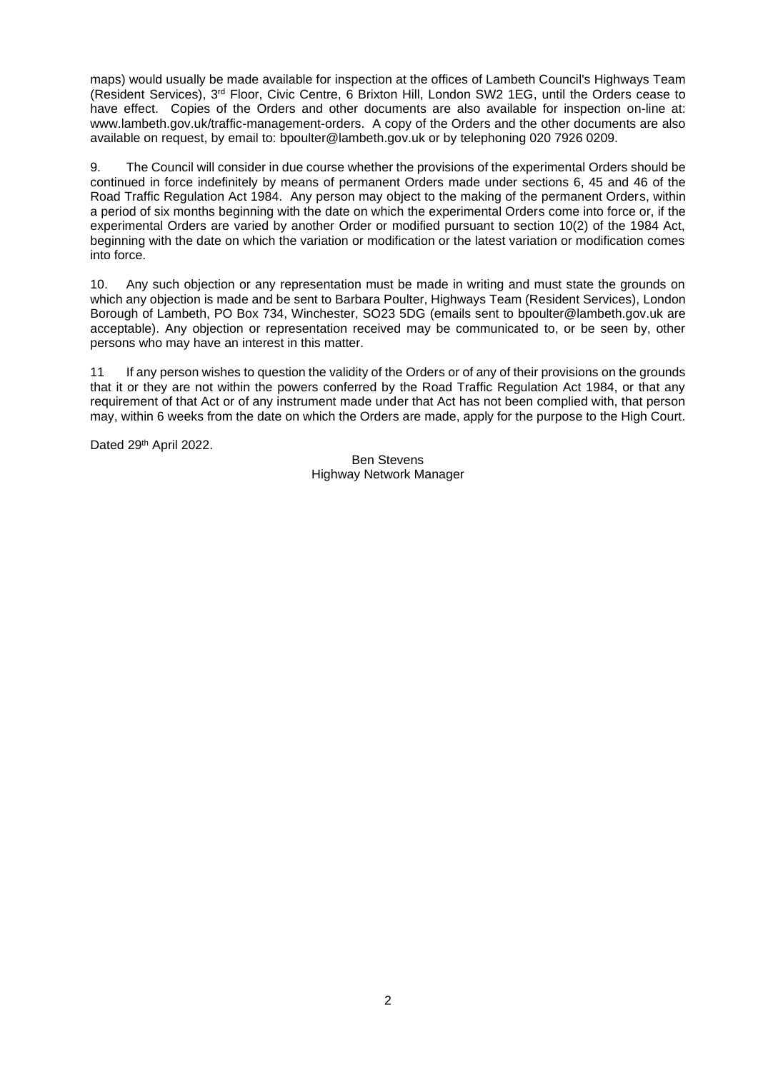maps) would usually be made available for inspection at the offices of Lambeth Council's Highways Team (Resident Services), 3rd Floor, Civic Centre, 6 Brixton Hill, London SW2 1EG, until the Orders cease to have effect. Copies of the Orders and other documents are also available for inspection on-line at: www.lambeth.gov.uk/traffic-management-orders. A copy of the Orders and the other documents are also available on request, by email to: bpoulter@lambeth.gov.uk or by telephoning 020 7926 0209.

9. The Council will consider in due course whether the provisions of the experimental Orders should be continued in force indefinitely by means of permanent Orders made under sections 6, 45 and 46 of the Road Traffic Regulation Act 1984. Any person may object to the making of the permanent Orders, within a period of six months beginning with the date on which the experimental Orders come into force or, if the experimental Orders are varied by another Order or modified pursuant to section 10(2) of the 1984 Act, beginning with the date on which the variation or modification or the latest variation or modification comes into force.

10. Any such objection or any representation must be made in writing and must state the grounds on which any objection is made and be sent to Barbara Poulter, Highways Team (Resident Services), London Borough of Lambeth, PO Box 734, Winchester, SO23 5DG (emails sent to bpoulter@lambeth.gov.uk are acceptable). Any objection or representation received may be communicated to, or be seen by, other persons who may have an interest in this matter.

11 If any person wishes to question the validity of the Orders or of any of their provisions on the grounds that it or they are not within the powers conferred by the Road Traffic Regulation Act 1984, or that any requirement of that Act or of any instrument made under that Act has not been complied with, that person may, within 6 weeks from the date on which the Orders are made, apply for the purpose to the High Court.

Dated 29th April 2022.

Ben Stevens
Highway Network Manager